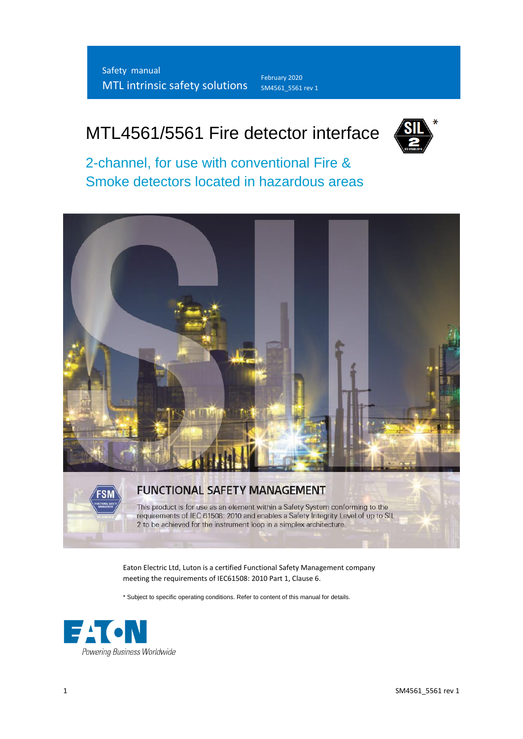Safety manual

MTL intrinsic safety solutions

February 2020

SM4561_5561 rev 1

# MTL4561/5561 Fire detector interface

SIL 2 *

## 2-channel, for use with conventional Fire & Smoke detectors located in hazardous areas

## FUNCTIONAL SAFETY MANAGEMENT

This product is for use as an element within a Safety System conforming to the requirements of IEC 61508: 2010 and enables a Safety Integrity Level of up to SIL 2 to be achieved for the instrument loop in a simplex architecture.

Eaton Electric Ltd, Luton is a certified Functional Safety Management company meeting the requirements of IEC61508: 2010 Part 1, Clause 6.

* Subject to specific operating conditions. Refer to content of this manual for details.

EATON

Powering Business Worldwide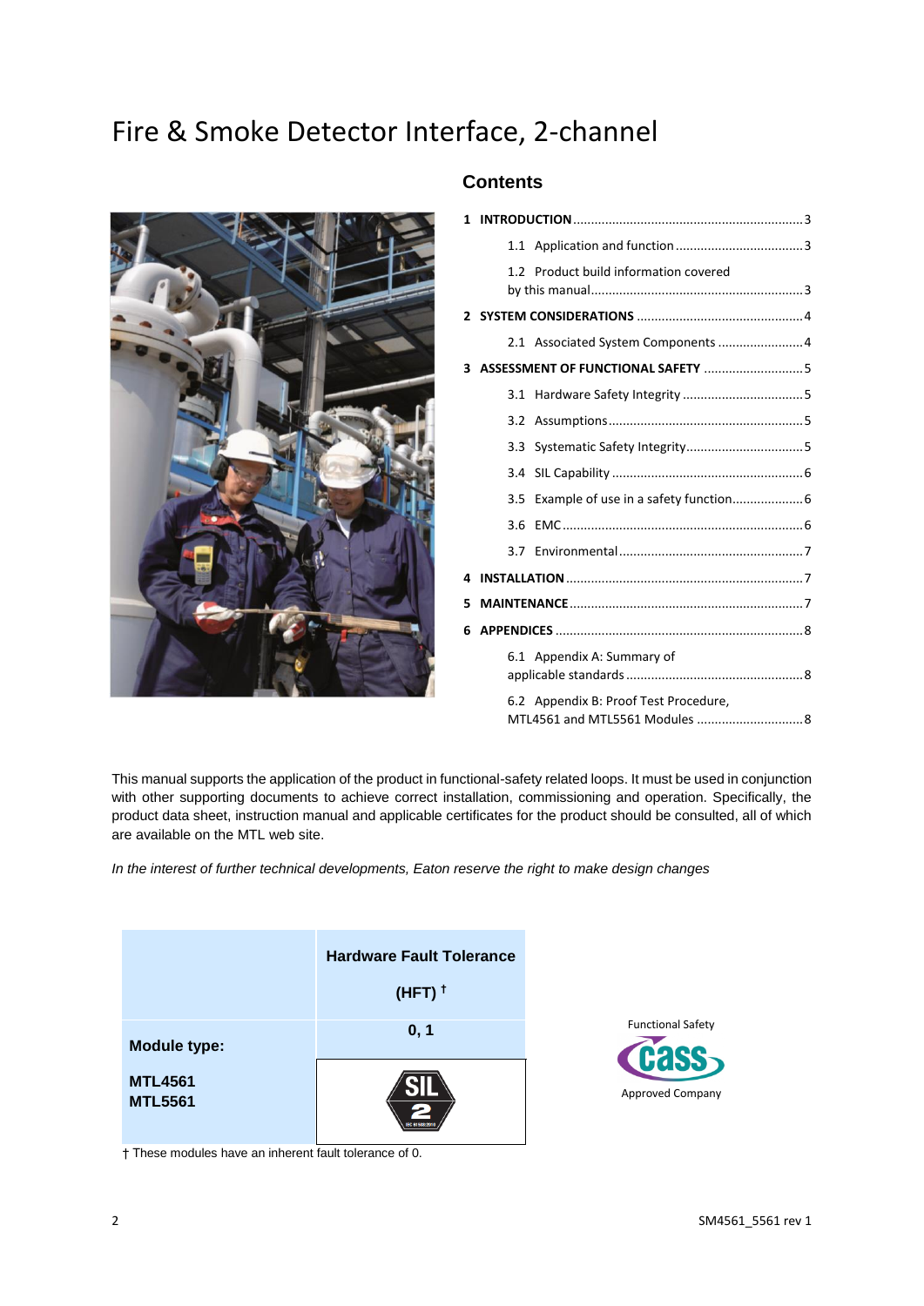# Fire & Smoke Detector Interface, 2-channel

## Contents

**1 INTRODUCTION** ...3

1.1 Application and function ...3

1.2 Product build information covered by this manual ...3

**2 SYSTEM CONSIDERATIONS** ...4

2.1 Associated System Components ...4

**3 ASSESSMENT OF FUNCTIONAL SAFETY** ...5

3.1 Hardware Safety Integrity ...5

3.2 Assumptions ...5

3.3 Systematic Safety Integrity ...5

3.4 SIL Capability ...6

3.5 Example of use in a safety function ...6

3.6 EMC ...6

3.7 Environmental ...7

**4 INSTALLATION** ...7

**5 MAINTENANCE** ...7

**6 APPENDICES** ...8

6.1 Appendix A: Summary of applicable standards ...8

6.2 Appendix B: Proof Test Procedure, MTL4561 and MTL5561 Modules ...8

This manual supports the application of the product in functional-safety related loops. It must be used in conjunction with other supporting documents to achieve correct installation, commissioning and operation. Specifically, the product data sheet, instruction manual and applicable certificates for the product should be consulted, all of which are available on the MTL web site.

*In the interest of further technical developments, Eaton reserve the right to make design changes*

| | **Hardware Fault Tolerance (HFT) †** |
|---|---|
| **Module type:** | **0, 1** |
| **MTL4561 MTL5561** | SIL 2 |

† These modules have an inherent fault tolerance of 0.

Functional Safety CASS Approved Company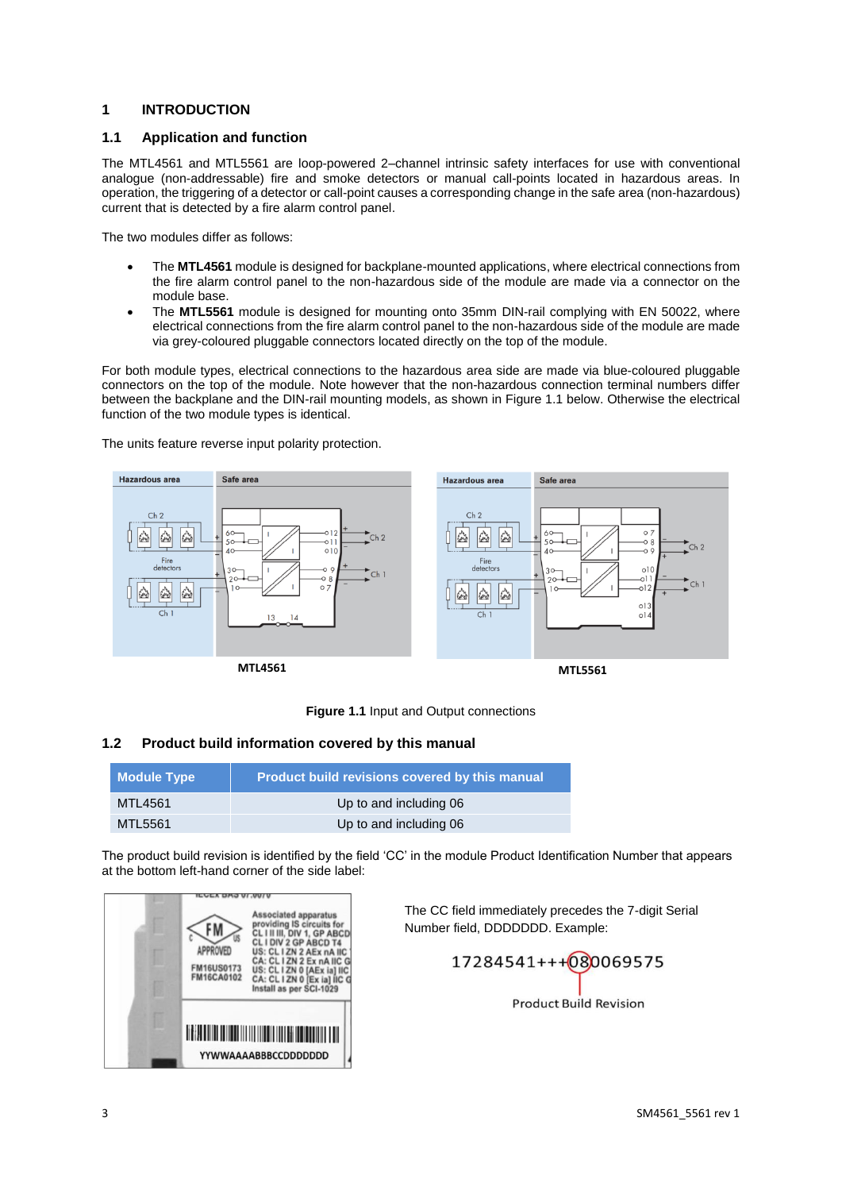# 1 INTRODUCTION

## 1.1 Application and function

The MTL4561 and MTL5561 are loop-powered 2–channel intrinsic safety interfaces for use with conventional analogue (non-addressable) fire and smoke detectors or manual call-points located in hazardous areas. In operation, the triggering of a detector or call-point causes a corresponding change in the safe area (non-hazardous) current that is detected by a fire alarm control panel.

The two modules differ as follows:

- The **MTL4561** module is designed for backplane-mounted applications, where electrical connections from the fire alarm control panel to the non-hazardous side of the module are made via a connector on the module base.
- The **MTL5561** module is designed for mounting onto 35mm DIN-rail complying with EN 50022, where electrical connections from the fire alarm control panel to the non-hazardous side of the module are made via grey-coloured pluggable connectors located directly on the top of the module.

For both module types, electrical connections to the hazardous area side are made via blue-coloured pluggable connectors on the top of the module. Note however that the non-hazardous connection terminal numbers differ between the backplane and the DIN-rail mounting models, as shown in Figure 1.1 below. Otherwise the electrical function of the two module types is identical.

The units feature reverse input polarity protection.

MTL4561

MTL5561

**Figure 1.1** Input and Output connections

## 1.2 Product build information covered by this manual

| Module Type | Product build revisions covered by this manual |
|---|---|
| MTL4561 | Up to and including 06 |
| MTL5561 | Up to and including 06 |

The product build revision is identified by the field 'CC' in the module Product Identification Number that appears at the bottom left-hand corner of the side label:

The CC field immediately precedes the 7-digit Serial Number field, DDDDDDD. Example:

17284541+++080069575

Product Build Revision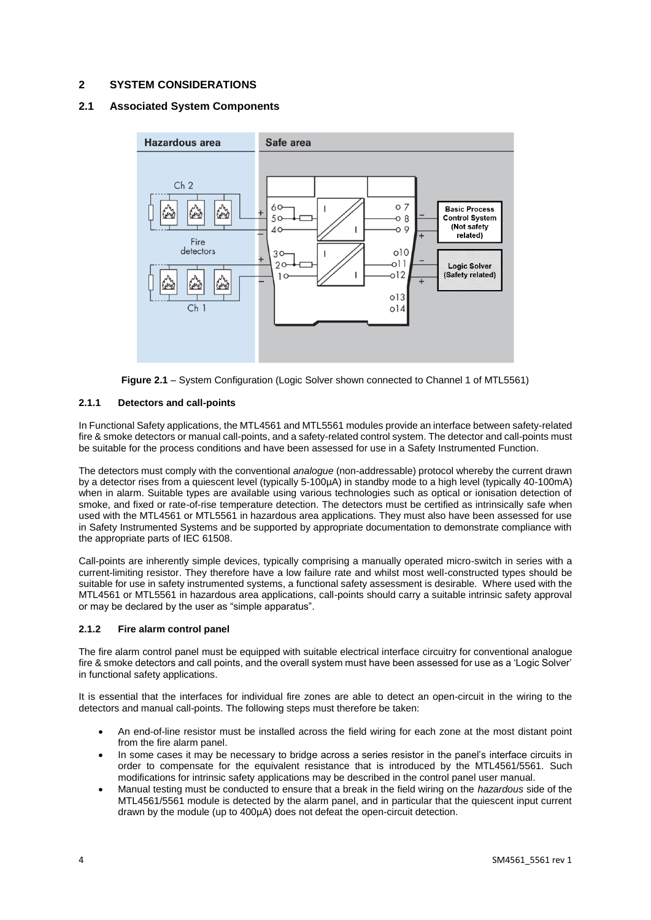## 2 SYSTEM CONSIDERATIONS

### 2.1 Associated System Components

**Figure 2.1** – System Configuration (Logic Solver shown connected to Channel 1 of MTL5561)

#### 2.1.1 Detectors and call-points

In Functional Safety applications, the MTL4561 and MTL5561 modules provide an interface between safety-related fire & smoke detectors or manual call-points, and a safety-related control system. The detector and call-points must be suitable for the process conditions and have been assessed for use in a Safety Instrumented Function.

The detectors must comply with the conventional *analogue* (non-addressable) protocol whereby the current drawn by a detector rises from a quiescent level (typically 5-100μA) in standby mode to a high level (typically 40-100mA) when in alarm. Suitable types are available using various technologies such as optical or ionisation detection of smoke, and fixed or rate-of-rise temperature detection. The detectors must be certified as intrinsically safe when used with the MTL4561 or MTL5561 in hazardous area applications. They must also have been assessed for use in Safety Instrumented Systems and be supported by appropriate documentation to demonstrate compliance with the appropriate parts of IEC 61508.

Call-points are inherently simple devices, typically comprising a manually operated micro-switch in series with a current-limiting resistor. They therefore have a low failure rate and whilst most well-constructed types should be suitable for use in safety instrumented systems, a functional safety assessment is desirable. Where used with the MTL4561 or MTL5561 in hazardous area applications, call-points should carry a suitable intrinsic safety approval or may be declared by the user as "simple apparatus".

#### 2.1.2 Fire alarm control panel

The fire alarm control panel must be equipped with suitable electrical interface circuitry for conventional analogue fire & smoke detectors and call points, and the overall system must have been assessed for use as a 'Logic Solver' in functional safety applications.

It is essential that the interfaces for individual fire zones are able to detect an open-circuit in the wiring to the detectors and manual call-points. The following steps must therefore be taken:

- An end-of-line resistor must be installed across the field wiring for each zone at the most distant point from the fire alarm panel.
- In some cases it may be necessary to bridge across a series resistor in the panel's interface circuits in order to compensate for the equivalent resistance that is introduced by the MTL4561/5561. Such modifications for intrinsic safety applications may be described in the control panel user manual.
- Manual testing must be conducted to ensure that a break in the field wiring on the *hazardous* side of the MTL4561/5561 module is detected by the alarm panel, and in particular that the quiescent input current drawn by the module (up to 400μA) does not defeat the open-circuit detection.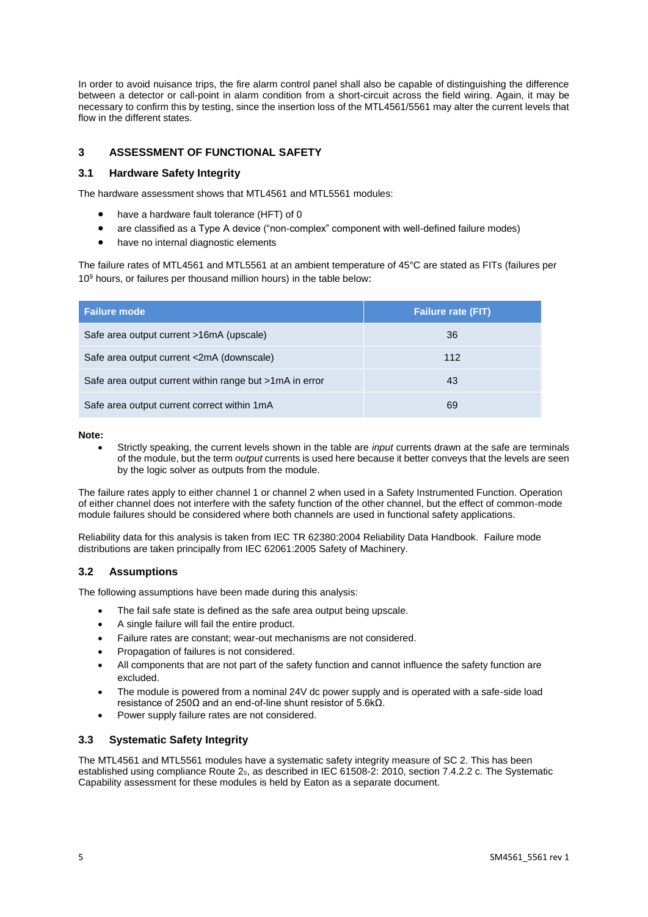In order to avoid nuisance trips, the fire alarm control panel shall also be capable of distinguishing the difference between a detector or call-point in alarm condition from a short-circuit across the field wiring. Again, it may be necessary to confirm this by testing, since the insertion loss of the MTL4561/5561 may alter the current levels that flow in the different states.

## 3 ASSESSMENT OF FUNCTIONAL SAFETY

### 3.1 Hardware Safety Integrity

The hardware assessment shows that MTL4561 and MTL5561 modules:

- have a hardware fault tolerance (HFT) of 0
- are classified as a Type A device ("non-complex" component with well-defined failure modes)
- have no internal diagnostic elements

The failure rates of MTL4561 and MTL5561 at an ambient temperature of 45°C are stated as FITs (failures per $10^9$ hours, or failures per thousand million hours) in the table below:

| Failure mode | Failure rate (FIT) |
|---|---|
| Safe area output current >16mA (upscale) | 36 |
| Safe area output current <2mA (downscale) | 112 |
| Safe area output current within range but >1mA in error | 43 |
| Safe area output current correct within 1mA | 69 |

**Note:**

- Strictly speaking, the current levels shown in the table are *input* currents drawn at the safe are terminals of the module, but the term *output* currents is used here because it better conveys that the levels are seen by the logic solver as outputs from the module.

The failure rates apply to either channel 1 or channel 2 when used in a Safety Instrumented Function. Operation of either channel does not interfere with the safety function of the other channel, but the effect of common-mode module failures should be considered where both channels are used in functional safety applications.

Reliability data for this analysis is taken from IEC TR 62380:2004 Reliability Data Handbook. Failure mode distributions are taken principally from IEC 62061:2005 Safety of Machinery.

### 3.2 Assumptions

The following assumptions have been made during this analysis:

- The fail safe state is defined as the safe area output being upscale.
- A single failure will fail the entire product.
- Failure rates are constant; wear-out mechanisms are not considered.
- Propagation of failures is not considered.
- All components that are not part of the safety function and cannot influence the safety function are excluded.
- The module is powered from a nominal 24V dc power supply and is operated with a safe-side load resistance of 250Ω and an end-of-line shunt resistor of 5.6kΩ.
- Power supply failure rates are not considered.

### 3.3 Systematic Safety Integrity

The MTL4561 and MTL5561 modules have a systematic safety integrity measure of SC 2. This has been established using compliance Route $2_S$, as described in IEC 61508-2: 2010, section 7.4.2.2 c. The Systematic Capability assessment for these modules is held by Eaton as a separate document.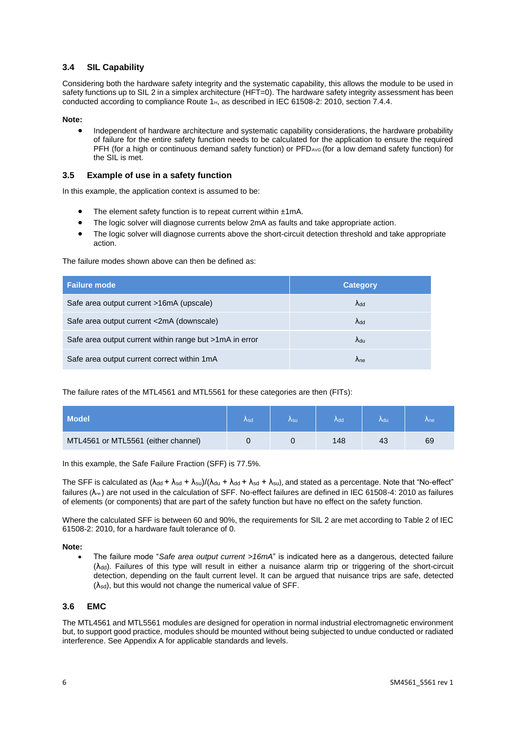### 3.4 SIL Capability

Considering both the hardware safety integrity and the systematic capability, this allows the module to be used in safety functions up to SIL 2 in a simplex architecture (HFT=0). The hardware safety integrity assessment has been conducted according to compliance Route $1_H$, as described in IEC 61508-2: 2010, section 7.4.4.

**Note:**

- Independent of hardware architecture and systematic capability considerations, the hardware probability of failure for the entire safety function needs to be calculated for the application to ensure the required PFH (for a high or continuous demand safety function) or $PFD_{AVG}$ (for a low demand safety function) for the SIL is met.

### 3.5 Example of use in a safety function

In this example, the application context is assumed to be:

- The element safety function is to repeat current within ±1mA.
- The logic solver will diagnose currents below 2mA as faults and take appropriate action.
- The logic solver will diagnose currents above the short-circuit detection threshold and take appropriate action.

The failure modes shown above can then be defined as:

| Failure mode | Category |
|---|---|
| Safe area output current >16mA (upscale) | $\lambda_{dd}$ |
| Safe area output current <2mA (downscale) | $\lambda_{dd}$ |
| Safe area output current within range but >1mA in error | $\lambda_{du}$ |
| Safe area output current correct within 1mA | $\lambda_{ne}$ |

The failure rates of the MTL4561 and MTL5561 for these categories are then (FITs):

| Model | $\lambda_{sd}$ | $\lambda_{su}$ | $\lambda_{dd}$ | $\lambda_{du}$ | $\lambda_{ne}$ |
|---|---|---|---|---|---|
| MTL4561 or MTL5561 (either channel) | 0 | 0 | 148 | 43 | 69 |

In this example, the Safe Failure Fraction (SFF) is 77.5%.

The SFF is calculated as $(\lambda_{dd} + \lambda_{sd} + \lambda_{su})/(\lambda_{du} + \lambda_{dd} + \lambda_{sd} + \lambda_{su})$, and stated as a percentage. Note that "No-effect" failures ($\lambda_{ne}$) are not used in the calculation of SFF. No-effect failures are defined in IEC 61508-4: 2010 as failures of elements (or components) that are part of the safety function but have no effect on the safety function.

Where the calculated SFF is between 60 and 90%, the requirements for SIL 2 are met according to Table 2 of IEC 61508-2: 2010, for a hardware fault tolerance of 0.

**Note:**

- The failure mode "*Safe area output current >16mA*" is indicated here as a dangerous, detected failure ($\lambda_{dd}$). Failures of this type will result in either a nuisance alarm trip or triggering of the short-circuit detection, depending on the fault current level. It can be argued that nuisance trips are safe, detected ($\lambda_{sd}$), but this would not change the numerical value of SFF.

### 3.6 EMC

The MTL4561 and MTL5561 modules are designed for operation in normal industrial electromagnetic environment but, to support good practice, modules should be mounted without being subjected to undue conducted or radiated interference. See Appendix A for applicable standards and levels.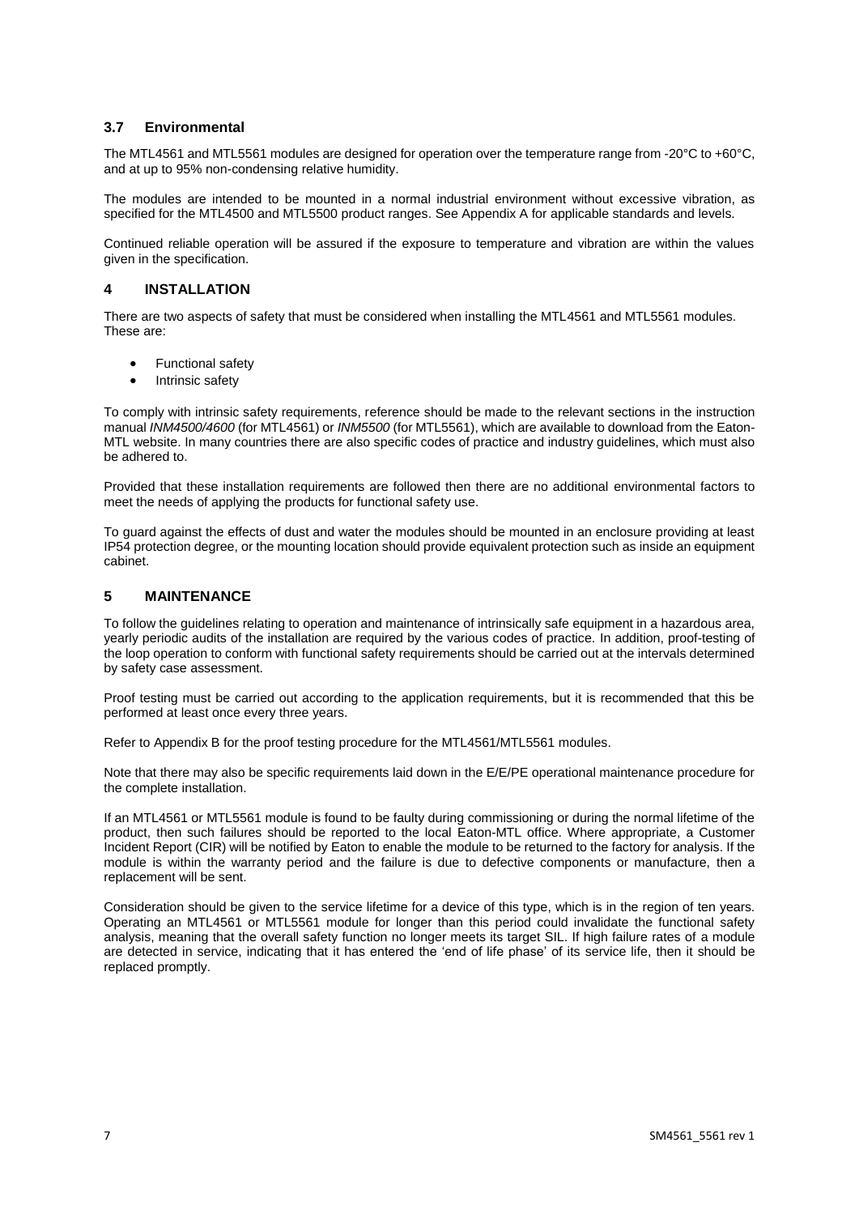### 3.7 Environmental

The MTL4561 and MTL5561 modules are designed for operation over the temperature range from -20°C to +60°C, and at up to 95% non-condensing relative humidity.

The modules are intended to be mounted in a normal industrial environment without excessive vibration, as specified for the MTL4500 and MTL5500 product ranges. See Appendix A for applicable standards and levels.

Continued reliable operation will be assured if the exposure to temperature and vibration are within the values given in the specification.

## 4 INSTALLATION

There are two aspects of safety that must be considered when installing the MTL4561 and MTL5561 modules. These are:

- Functional safety
- Intrinsic safety

To comply with intrinsic safety requirements, reference should be made to the relevant sections in the instruction manual *INM4500/4600* (for MTL4561) or *INM5500* (for MTL5561), which are available to download from the Eaton-MTL website. In many countries there are also specific codes of practice and industry guidelines, which must also be adhered to.

Provided that these installation requirements are followed then there are no additional environmental factors to meet the needs of applying the products for functional safety use.

To guard against the effects of dust and water the modules should be mounted in an enclosure providing at least IP54 protection degree, or the mounting location should provide equivalent protection such as inside an equipment cabinet.

## 5 MAINTENANCE

To follow the guidelines relating to operation and maintenance of intrinsically safe equipment in a hazardous area, yearly periodic audits of the installation are required by the various codes of practice. In addition, proof-testing of the loop operation to conform with functional safety requirements should be carried out at the intervals determined by safety case assessment.

Proof testing must be carried out according to the application requirements, but it is recommended that this be performed at least once every three years.

Refer to Appendix B for the proof testing procedure for the MTL4561/MTL5561 modules.

Note that there may also be specific requirements laid down in the E/E/PE operational maintenance procedure for the complete installation.

If an MTL4561 or MTL5561 module is found to be faulty during commissioning or during the normal lifetime of the product, then such failures should be reported to the local Eaton-MTL office. Where appropriate, a Customer Incident Report (CIR) will be notified by Eaton to enable the module to be returned to the factory for analysis. If the module is within the warranty period and the failure is due to defective components or manufacture, then a replacement will be sent.

Consideration should be given to the service lifetime for a device of this type, which is in the region of ten years. Operating an MTL4561 or MTL5561 module for longer than this period could invalidate the functional safety analysis, meaning that the overall safety function no longer meets its target SIL. If high failure rates of a module are detected in service, indicating that it has entered the 'end of life phase' of its service life, then it should be replaced promptly.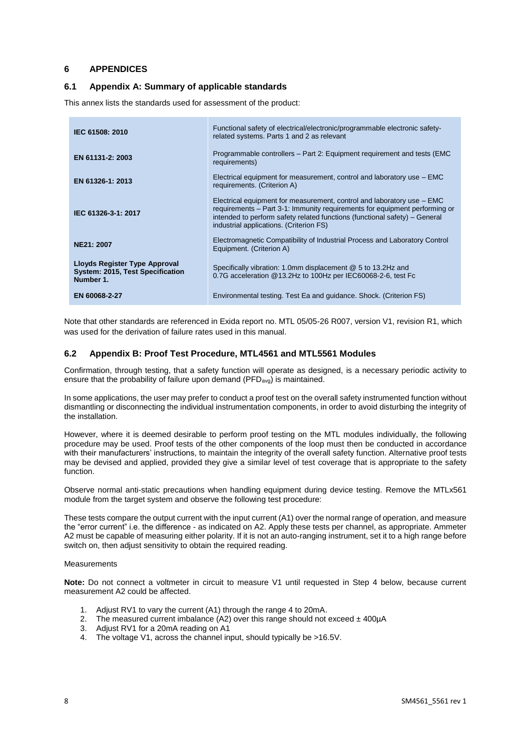## 6 APPENDICES

### 6.1 Appendix A: Summary of applicable standards

This annex lists the standards used for assessment of the product:

| | |
|---|---|
| **IEC 61508: 2010** | Functional safety of electrical/electronic/programmable electronic safety-related systems. Parts 1 and 2 as relevant |
| **EN 61131-2: 2003** | Programmable controllers – Part 2: Equipment requirement and tests (EMC requirements) |
| **EN 61326-1: 2013** | Electrical equipment for measurement, control and laboratory use – EMC requirements. (Criterion A) |
| **IEC 61326-3-1: 2017** | Electrical equipment for measurement, control and laboratory use – EMC requirements – Part 3-1: Immunity requirements for equipment performing or intended to perform safety related functions (functional safety) – General industrial applications. (Criterion FS) |
| **NE21: 2007** | Electromagnetic Compatibility of Industrial Process and Laboratory Control Equipment. (Criterion A) |
| **Lloyds Register Type Approval System: 2015, Test Specification Number 1.** | Specifically vibration: 1.0mm displacement @ 5 to 13.2Hz and 0.7G acceleration @13.2Hz to 100Hz per IEC60068-2-6, test Fc |
| **EN 60068-2-27** | Environmental testing. Test Ea and guidance. Shock. (Criterion FS) |

Note that other standards are referenced in Exida report no. MTL 05/05-26 R007, version V1, revision R1, which was used for the derivation of failure rates used in this manual.

### 6.2 Appendix B: Proof Test Procedure, MTL4561 and MTL5561 Modules

Confirmation, through testing, that a safety function will operate as designed, is a necessary periodic activity to ensure that the probability of failure upon demand ($PFD_{avg}$) is maintained.

In some applications, the user may prefer to conduct a proof test on the overall safety instrumented function without dismantling or disconnecting the individual instrumentation components, in order to avoid disturbing the integrity of the installation.

However, where it is deemed desirable to perform proof testing on the MTL modules individually, the following procedure may be used. Proof tests of the other components of the loop must then be conducted in accordance with their manufacturers' instructions, to maintain the integrity of the overall safety function. Alternative proof tests may be devised and applied, provided they give a similar level of test coverage that is appropriate to the safety function.

Observe normal anti-static precautions when handling equipment during device testing. Remove the MTLx561 module from the target system and observe the following test procedure:

These tests compare the output current with the input current (A1) over the normal range of operation, and measure the "error current" i.e. the difference - as indicated on A2. Apply these tests per channel, as appropriate. Ammeter A2 must be capable of measuring either polarity. If it is not an auto-ranging instrument, set it to a high range before switch on, then adjust sensitivity to obtain the required reading.

Measurements

**Note:** Do not connect a voltmeter in circuit to measure V1 until requested in Step 4 below, because current measurement A2 could be affected.

1. Adjust RV1 to vary the current (A1) through the range 4 to 20mA.
2. The measured current imbalance (A2) over this range should not exceed ± 400µA
3. Adjust RV1 for a 20mA reading on A1
4. The voltage V1, across the channel input, should typically be >16.5V.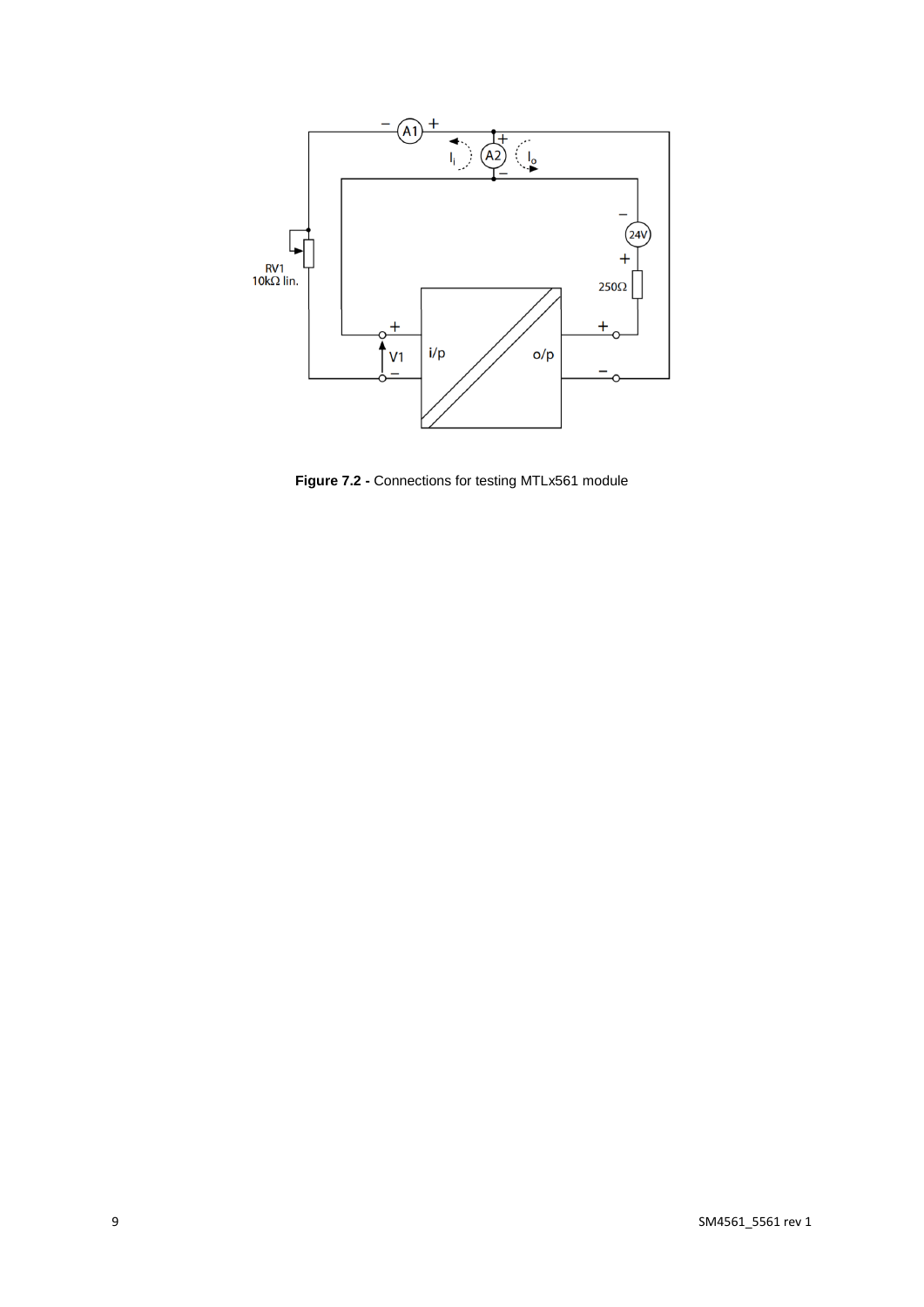**Figure 7.2 -** Connections for testing MTLx561 module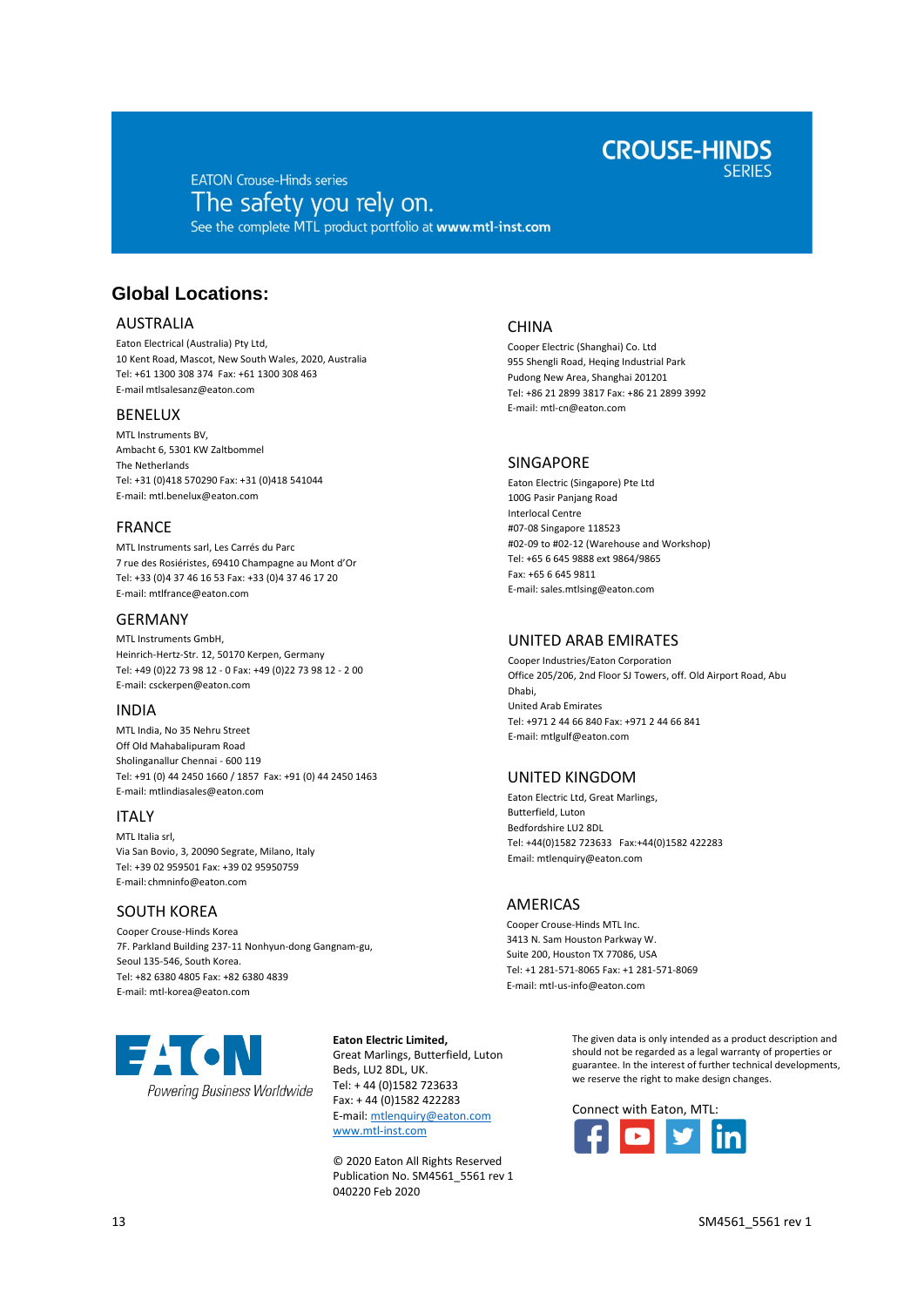EATON Crouse-Hinds series

The safety you rely on.

See the complete MTL product portfolio at **www.mtl-inst.com**

CROUSE-HINDS SERIES

## Global Locations:

### AUSTRALIA

Eaton Electrical (Australia) Pty Ltd,
10 Kent Road, Mascot, New South Wales, 2020, Australia
Tel: +61 1300 308 374 Fax: +61 1300 308 463
E-mail mtlsalesanz@eaton.com

### BENELUX

MTL Instruments BV,
Ambacht 6, 5301 KW Zaltbommel
The Netherlands
Tel: +31 (0)418 570290 Fax: +31 (0)418 541044
E-mail: mtl.benelux@eaton.com

### FRANCE

MTL Instruments sarl, Les Carrés du Parc
7 rue des Rosiéristes, 69410 Champagne au Mont d'Or
Tel: +33 (0)4 37 46 16 53 Fax: +33 (0)4 37 46 17 20
E-mail: mtlfrance@eaton.com

### GERMANY

MTL Instruments GmbH,
Heinrich-Hertz-Str. 12, 50170 Kerpen, Germany
Tel: +49 (0)22 73 98 12 - 0 Fax: +49 (0)22 73 98 12 - 2 00
E-mail: csckerpen@eaton.com

### INDIA

MTL India, No 35 Nehru Street
Off Old Mahabalipuram Road
Sholinganallur Chennai - 600 119
Tel: +91 (0) 44 2450 1660 / 1857 Fax: +91 (0) 44 2450 1463
E-mail: mtlindiasales@eaton.com

### ITALY

MTL Italia srl,
Via San Bovio, 3, 20090 Segrate, Milano, Italy
Tel: +39 02 959501 Fax: +39 02 95950759
E-mail: chmninfo@eaton.com

### SOUTH KOREA

Cooper Crouse-Hinds Korea
7F. Parkland Building 237-11 Nonhyun-dong Gangnam-gu,
Seoul 135-546, South Korea.
Tel: +82 6380 4805 Fax: +82 6380 4839
E-mail: mtl-korea@eaton.com

### CHINA

Cooper Electric (Shanghai) Co. Ltd
955 Shengli Road, Heqing Industrial Park
Pudong New Area, Shanghai 201201
Tel: +86 21 2899 3817 Fax: +86 21 2899 3992
E-mail: mtl-cn@eaton.com

### SINGAPORE

Eaton Electric (Singapore) Pte Ltd
100G Pasir Panjang Road
Interlocal Centre
#07-08 Singapore 118523
#02-09 to #02-12 (Warehouse and Workshop)
Tel: +65 6 645 9888 ext 9864/9865
Fax: +65 6 645 9811
E-mail: sales.mtlsing@eaton.com

### UNITED ARAB EMIRATES

Cooper Industries/Eaton Corporation
Office 205/206, 2nd Floor SJ Towers, off. Old Airport Road, Abu Dhabi,
United Arab Emirates
Tel: +971 2 44 66 840 Fax: +971 2 44 66 841
E-mail: mtlgulf@eaton.com

### UNITED KINGDOM

Eaton Electric Ltd, Great Marlings,
Butterfield, Luton
Bedfordshire LU2 8DL
Tel: +44(0)1582 723633 Fax:+44(0)1582 422283
Email: mtlenquiry@eaton.com

### AMERICAS

Cooper Crouse-Hinds MTL Inc.
3413 N. Sam Houston Parkway W.
Suite 200, Houston TX 77086, USA
Tel: +1 281-571-8065 Fax: +1 281-571-8069
E-mail: mtl-us-info@eaton.com

EATON
Powering Business Worldwide

**Eaton Electric Limited,**
Great Marlings, Butterfield, Luton
Beds, LU2 8DL, UK.
Tel: + 44 (0)1582 723633
Fax: + 44 (0)1582 422283
E-mail: mtlenquiry@eaton.com
www.mtl-inst.com

© 2020 Eaton All Rights Reserved
Publication No. SM4561_5561 rev 1
040220 Feb 2020

The given data is only intended as a product description and should not be regarded as a legal warranty of properties or guarantee. In the interest of further technical developments, we reserve the right to make design changes.

Connect with Eaton, MTL: